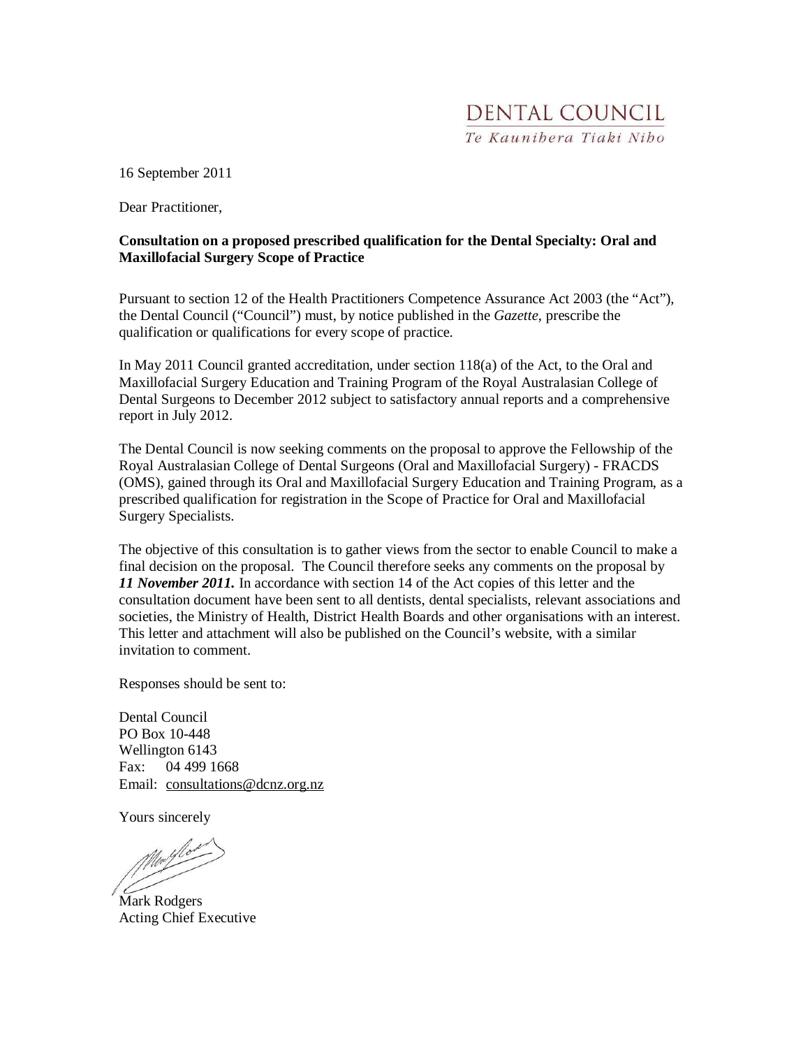DENTAL COUNCIL
*Te Kaunihera Tiaki Niho*

16 September 2011

Dear Practitioner,

**Consultation on a proposed prescribed qualification for the Dental Specialty: Oral and Maxillofacial Surgery Scope of Practice**

Pursuant to section 12 of the Health Practitioners Competence Assurance Act 2003 (the "Act"), the Dental Council ("Council") must, by notice published in the *Gazette*, prescribe the qualification or qualifications for every scope of practice.

In May 2011 Council granted accreditation, under section 118(a) of the Act, to the Oral and Maxillofacial Surgery Education and Training Program of the Royal Australasian College of Dental Surgeons to December 2012 subject to satisfactory annual reports and a comprehensive report in July 2012.

The Dental Council is now seeking comments on the proposal to approve the Fellowship of the Royal Australasian College of Dental Surgeons (Oral and Maxillofacial Surgery) - FRACDS (OMS), gained through its Oral and Maxillofacial Surgery Education and Training Program, as a prescribed qualification for registration in the Scope of Practice for Oral and Maxillofacial Surgery Specialists.

The objective of this consultation is to gather views from the sector to enable Council to make a final decision on the proposal. The Council therefore seeks any comments on the proposal by ***11 November 2011.*** In accordance with section 14 of the Act copies of this letter and the consultation document have been sent to all dentists, dental specialists, relevant associations and societies, the Ministry of Health, District Health Boards and other organisations with an interest. This letter and attachment will also be published on the Council's website, with a similar invitation to comment.

Responses should be sent to:

Dental Council
PO Box 10-448
Wellington 6143
Fax: 04 499 1668
Email: consultations@dcnz.org.nz

Yours sincerely

Mark Rodgers
Acting Chief Executive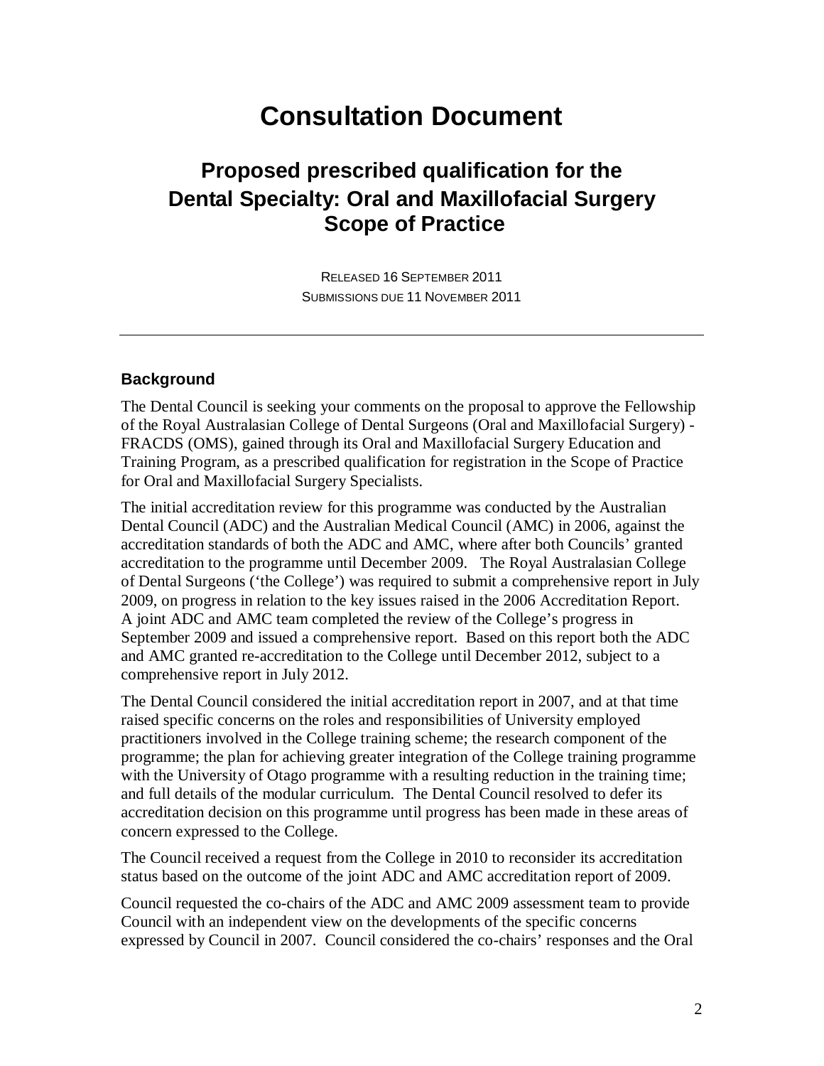# Consultation Document

## Proposed prescribed qualification for the Dental Specialty: Oral and Maxillofacial Surgery Scope of Practice

RELEASED 16 SEPTEMBER 2011
SUBMISSIONS DUE 11 NOVEMBER 2011

---

### Background

The Dental Council is seeking your comments on the proposal to approve the Fellowship of the Royal Australasian College of Dental Surgeons (Oral and Maxillofacial Surgery) - FRACDS (OMS), gained through its Oral and Maxillofacial Surgery Education and Training Program, as a prescribed qualification for registration in the Scope of Practice for Oral and Maxillofacial Surgery Specialists.

The initial accreditation review for this programme was conducted by the Australian Dental Council (ADC) and the Australian Medical Council (AMC) in 2006, against the accreditation standards of both the ADC and AMC, where after both Councils' granted accreditation to the programme until December 2009. The Royal Australasian College of Dental Surgeons ('the College') was required to submit a comprehensive report in July 2009, on progress in relation to the key issues raised in the 2006 Accreditation Report. A joint ADC and AMC team completed the review of the College's progress in September 2009 and issued a comprehensive report. Based on this report both the ADC and AMC granted re-accreditation to the College until December 2012, subject to a comprehensive report in July 2012.

The Dental Council considered the initial accreditation report in 2007, and at that time raised specific concerns on the roles and responsibilities of University employed practitioners involved in the College training scheme; the research component of the programme; the plan for achieving greater integration of the College training programme with the University of Otago programme with a resulting reduction in the training time; and full details of the modular curriculum. The Dental Council resolved to defer its accreditation decision on this programme until progress has been made in these areas of concern expressed to the College.

The Council received a request from the College in 2010 to reconsider its accreditation status based on the outcome of the joint ADC and AMC accreditation report of 2009.

Council requested the co-chairs of the ADC and AMC 2009 assessment team to provide Council with an independent view on the developments of the specific concerns expressed by Council in 2007. Council considered the co-chairs' responses and the Oral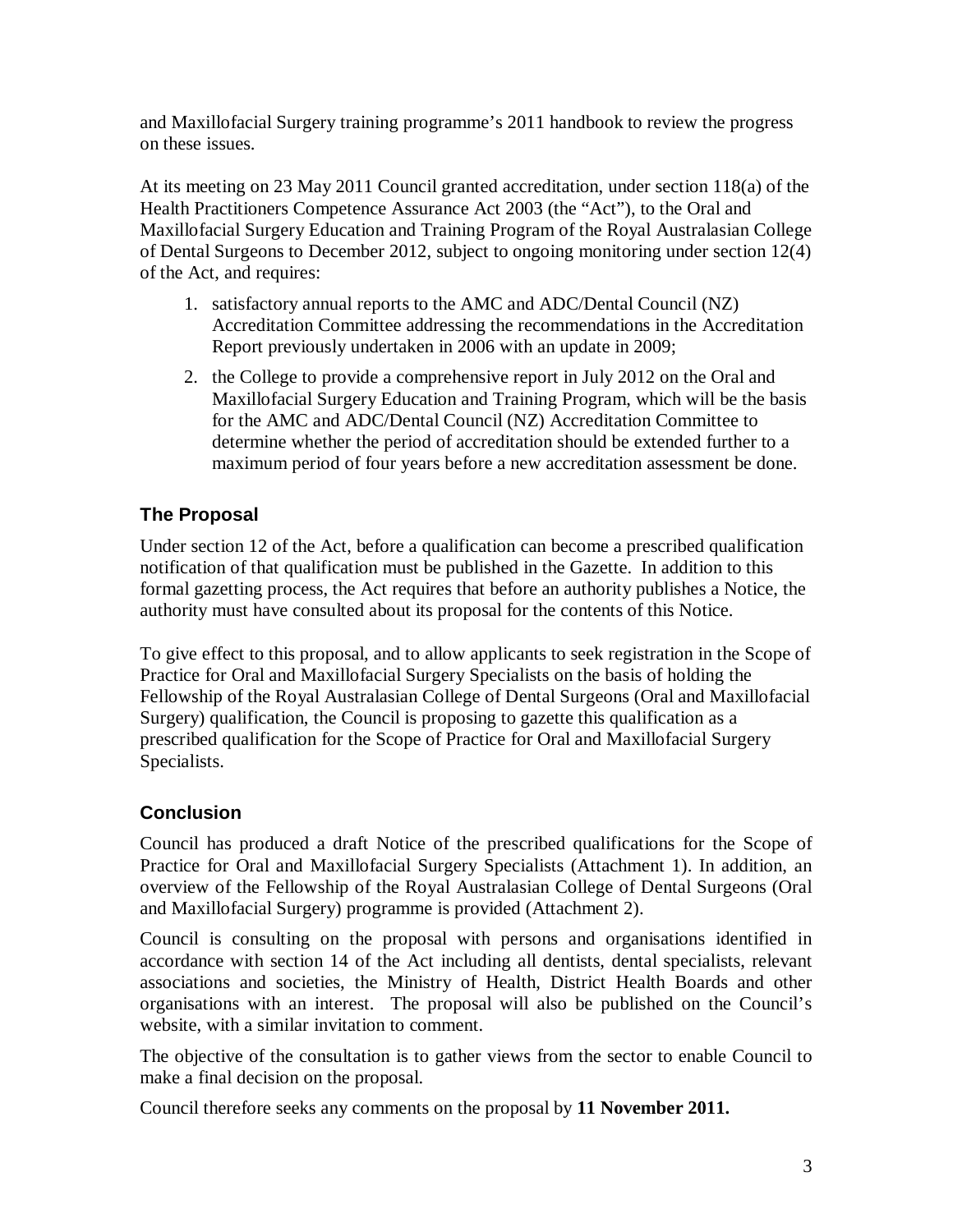and Maxillofacial Surgery training programme's 2011 handbook to review the progress on these issues.

At its meeting on 23 May 2011 Council granted accreditation, under section 118(a) of the Health Practitioners Competence Assurance Act 2003 (the "Act"), to the Oral and Maxillofacial Surgery Education and Training Program of the Royal Australasian College of Dental Surgeons to December 2012, subject to ongoing monitoring under section 12(4) of the Act, and requires:

1. satisfactory annual reports to the AMC and ADC/Dental Council (NZ) Accreditation Committee addressing the recommendations in the Accreditation Report previously undertaken in 2006 with an update in 2009;
2. the College to provide a comprehensive report in July 2012 on the Oral and Maxillofacial Surgery Education and Training Program, which will be the basis for the AMC and ADC/Dental Council (NZ) Accreditation Committee to determine whether the period of accreditation should be extended further to a maximum period of four years before a new accreditation assessment be done.

## The Proposal

Under section 12 of the Act, before a qualification can become a prescribed qualification notification of that qualification must be published in the Gazette. In addition to this formal gazetting process, the Act requires that before an authority publishes a Notice, the authority must have consulted about its proposal for the contents of this Notice.

To give effect to this proposal, and to allow applicants to seek registration in the Scope of Practice for Oral and Maxillofacial Surgery Specialists on the basis of holding the Fellowship of the Royal Australasian College of Dental Surgeons (Oral and Maxillofacial Surgery) qualification, the Council is proposing to gazette this qualification as a prescribed qualification for the Scope of Practice for Oral and Maxillofacial Surgery Specialists.

## Conclusion

Council has produced a draft Notice of the prescribed qualifications for the Scope of Practice for Oral and Maxillofacial Surgery Specialists (Attachment 1). In addition, an overview of the Fellowship of the Royal Australasian College of Dental Surgeons (Oral and Maxillofacial Surgery) programme is provided (Attachment 2).

Council is consulting on the proposal with persons and organisations identified in accordance with section 14 of the Act including all dentists, dental specialists, relevant associations and societies, the Ministry of Health, District Health Boards and other organisations with an interest. The proposal will also be published on the Council's website, with a similar invitation to comment.

The objective of the consultation is to gather views from the sector to enable Council to make a final decision on the proposal.

Council therefore seeks any comments on the proposal by **11 November 2011.**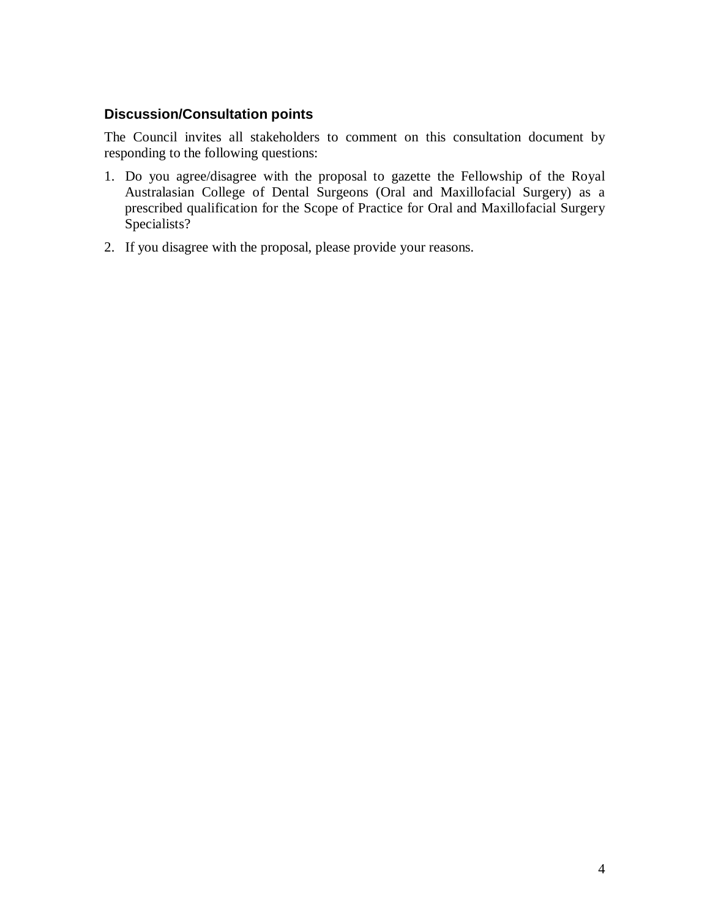### Discussion/Consultation points

The Council invites all stakeholders to comment on this consultation document by responding to the following questions:

1. Do you agree/disagree with the proposal to gazette the Fellowship of the Royal Australasian College of Dental Surgeons (Oral and Maxillofacial Surgery) as a prescribed qualification for the Scope of Practice for Oral and Maxillofacial Surgery Specialists?
2. If you disagree with the proposal, please provide your reasons.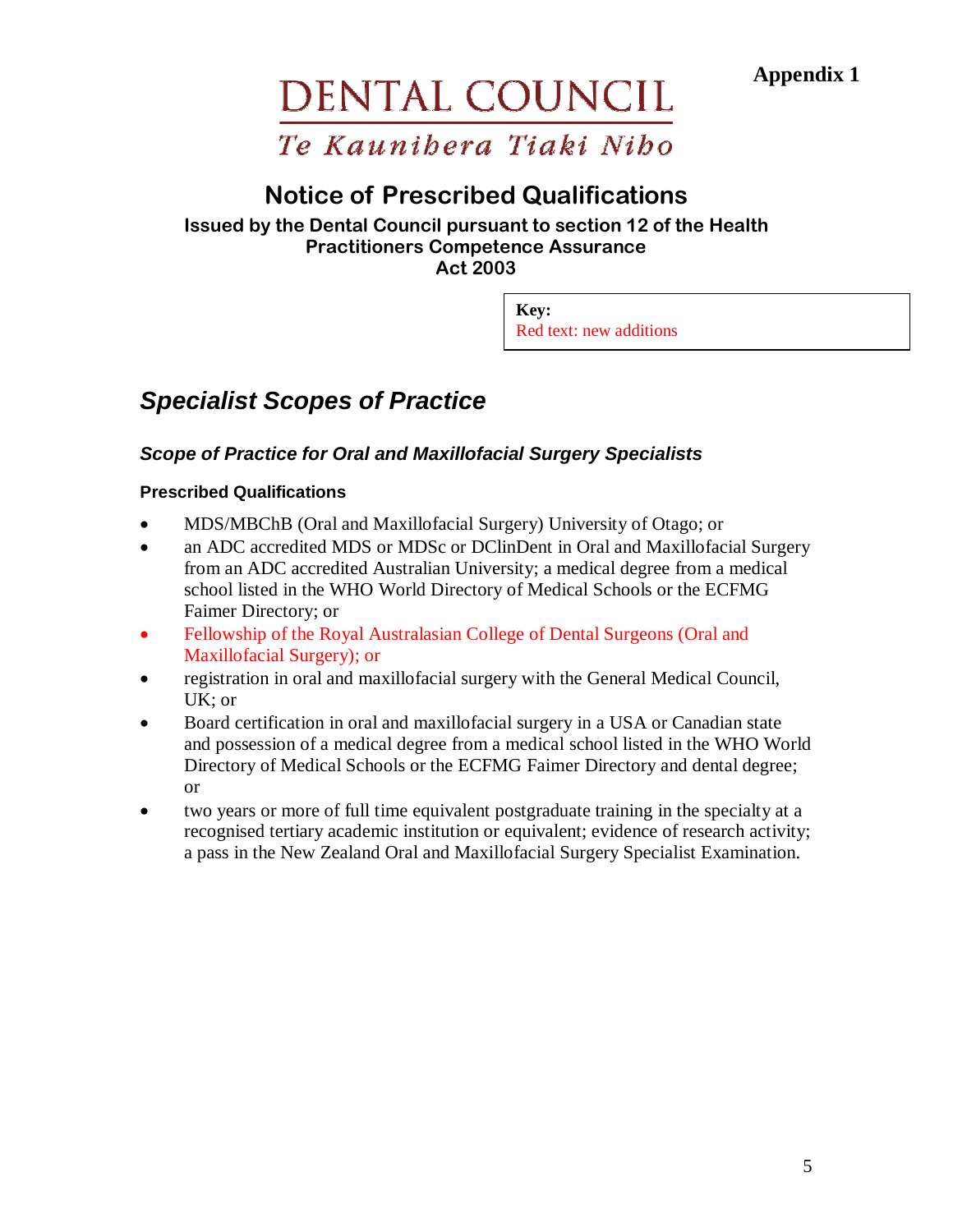**Appendix 1**

DENTAL COUNCIL

Te Kaunihera Tiaki Niho

# Notice of Prescribed Qualifications

**Issued by the Dental Council pursuant to section 12 of the Health Practitioners Competence Assurance Act 2003**

**Key:**
Red text: new additions

## *Specialist Scopes of Practice*

### *Scope of Practice for Oral and Maxillofacial Surgery Specialists*

**Prescribed Qualifications**

- MDS/MBChB (Oral and Maxillofacial Surgery) University of Otago; or
- an ADC accredited MDS or MDSc or DClinDent in Oral and Maxillofacial Surgery from an ADC accredited Australian University; a medical degree from a medical school listed in the WHO World Directory of Medical Schools or the ECFMG Faimer Directory; or
- Fellowship of the Royal Australasian College of Dental Surgeons (Oral and Maxillofacial Surgery); or
- registration in oral and maxillofacial surgery with the General Medical Council, UK; or
- Board certification in oral and maxillofacial surgery in a USA or Canadian state and possession of a medical degree from a medical school listed in the WHO World Directory of Medical Schools or the ECFMG Faimer Directory and dental degree; or
- two years or more of full time equivalent postgraduate training in the specialty at a recognised tertiary academic institution or equivalent; evidence of research activity; a pass in the New Zealand Oral and Maxillofacial Surgery Specialist Examination.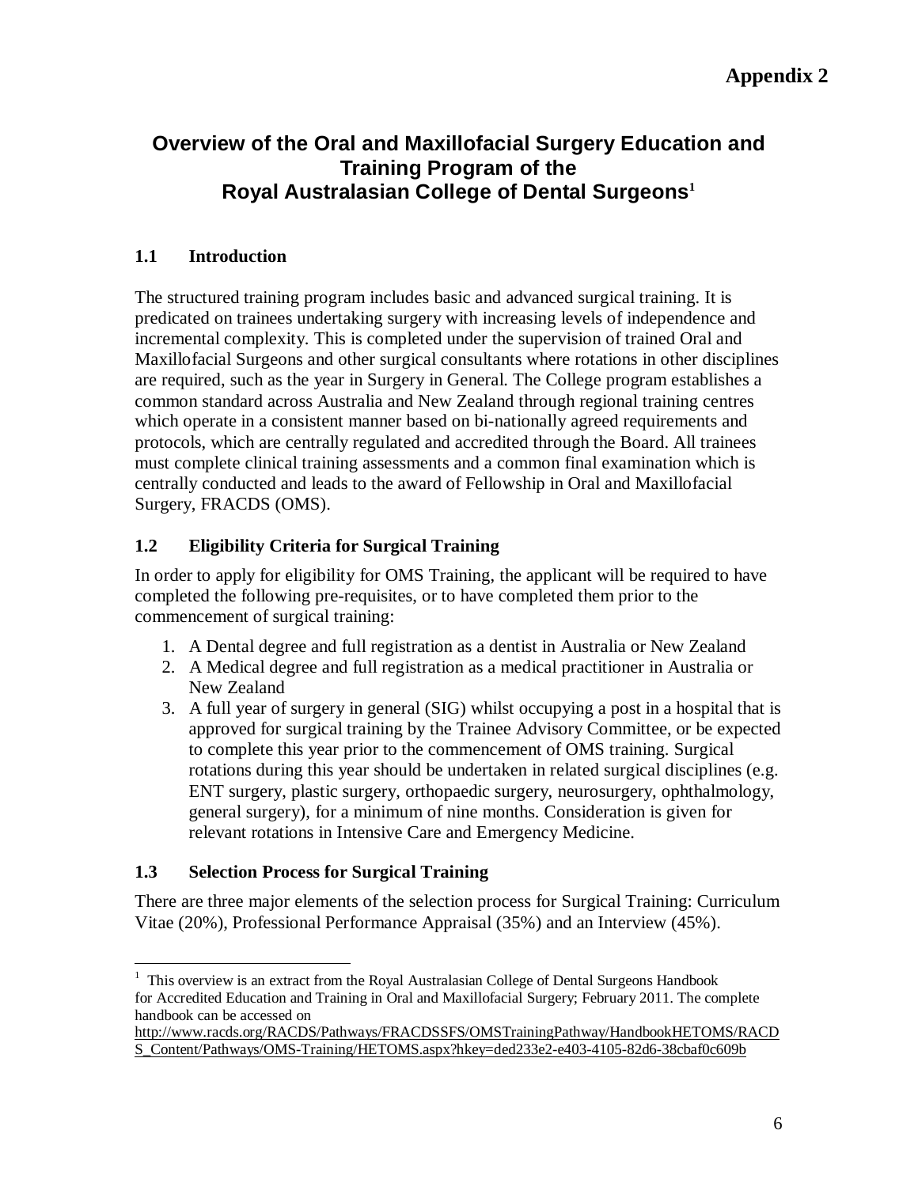**Appendix 2**

# Overview of the Oral and Maxillofacial Surgery Education and Training Program of the Royal Australasian College of Dental Surgeons[1]

## 1.1 Introduction

The structured training program includes basic and advanced surgical training. It is predicated on trainees undertaking surgery with increasing levels of independence and incremental complexity. This is completed under the supervision of trained Oral and Maxillofacial Surgeons and other surgical consultants where rotations in other disciplines are required, such as the year in Surgery in General. The College program establishes a common standard across Australia and New Zealand through regional training centres which operate in a consistent manner based on bi-nationally agreed requirements and protocols, which are centrally regulated and accredited through the Board. All trainees must complete clinical training assessments and a common final examination which is centrally conducted and leads to the award of Fellowship in Oral and Maxillofacial Surgery, FRACDS (OMS).

## 1.2 Eligibility Criteria for Surgical Training

In order to apply for eligibility for OMS Training, the applicant will be required to have completed the following pre-requisites, or to have completed them prior to the commencement of surgical training:

1. A Dental degree and full registration as a dentist in Australia or New Zealand
2. A Medical degree and full registration as a medical practitioner in Australia or New Zealand
3. A full year of surgery in general (SIG) whilst occupying a post in a hospital that is approved for surgical training by the Trainee Advisory Committee, or be expected to complete this year prior to the commencement of OMS training. Surgical rotations during this year should be undertaken in related surgical disciplines (e.g. ENT surgery, plastic surgery, orthopaedic surgery, neurosurgery, ophthalmology, general surgery), for a minimum of nine months. Consideration is given for relevant rotations in Intensive Care and Emergency Medicine.

## 1.3 Selection Process for Surgical Training

There are three major elements of the selection process for Surgical Training: Curriculum Vitae (20%), Professional Performance Appraisal (35%) and an Interview (45%).

---

[1] This overview is an extract from the Royal Australasian College of Dental Surgeons Handbook for Accredited Education and Training in Oral and Maxillofacial Surgery; February 2011. The complete handbook can be accessed on http://www.racds.org/RACDS/Pathways/FRACDSSFS/OMSTrainingPathway/HandbookHETOMS/RACDS_Content/Pathways/OMS-Training/HETOMS.aspx?hkey=ded233e2-e403-4105-82d6-38cbaf0c609b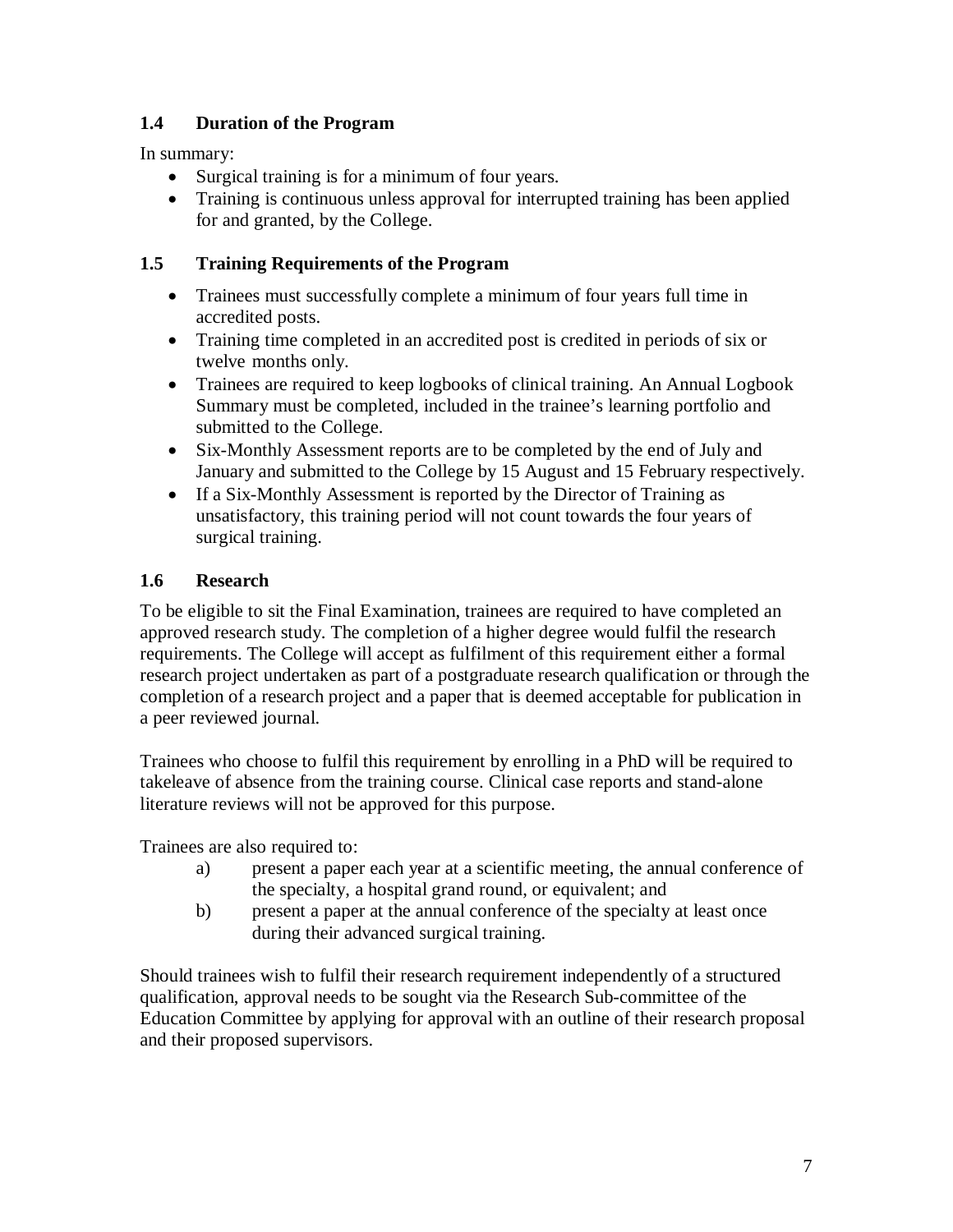### 1.4 Duration of the Program

In summary:

- Surgical training is for a minimum of four years.
- Training is continuous unless approval for interrupted training has been applied for and granted, by the College.

### 1.5 Training Requirements of the Program

- Trainees must successfully complete a minimum of four years full time in accredited posts.
- Training time completed in an accredited post is credited in periods of six or twelve months only.
- Trainees are required to keep logbooks of clinical training. An Annual Logbook Summary must be completed, included in the trainee's learning portfolio and submitted to the College.
- Six-Monthly Assessment reports are to be completed by the end of July and January and submitted to the College by 15 August and 15 February respectively.
- If a Six-Monthly Assessment is reported by the Director of Training as unsatisfactory, this training period will not count towards the four years of surgical training.

### 1.6 Research

To be eligible to sit the Final Examination, trainees are required to have completed an approved research study. The completion of a higher degree would fulfil the research requirements. The College will accept as fulfilment of this requirement either a formal research project undertaken as part of a postgraduate research qualification or through the completion of a research project and a paper that is deemed acceptable for publication in a peer reviewed journal.

Trainees who choose to fulfil this requirement by enrolling in a PhD will be required to takeleave of absence from the training course. Clinical case reports and stand-alone literature reviews will not be approved for this purpose.

Trainees are also required to:

a) present a paper each year at a scientific meeting, the annual conference of the specialty, a hospital grand round, or equivalent; and

b) present a paper at the annual conference of the specialty at least once during their advanced surgical training.

Should trainees wish to fulfil their research requirement independently of a structured qualification, approval needs to be sought via the Research Sub-committee of the Education Committee by applying for approval with an outline of their research proposal and their proposed supervisors.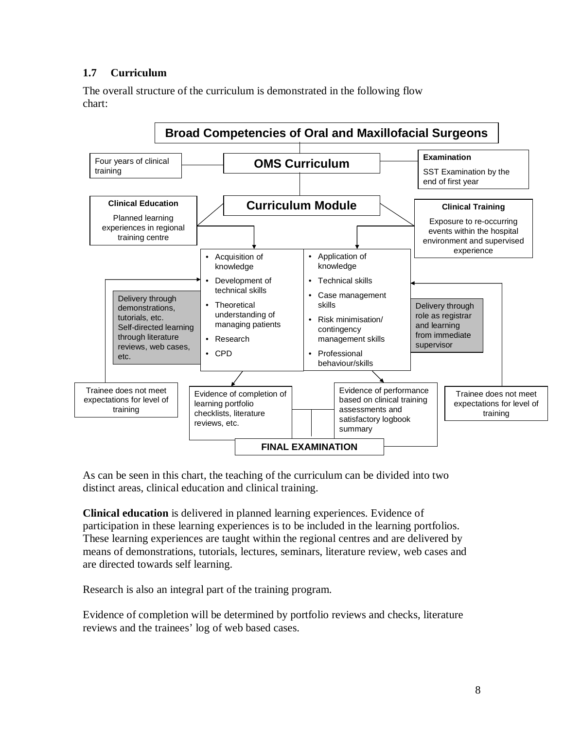### 1.7 Curriculum

The overall structure of the curriculum is demonstrated in the following flow chart:

**Broad Competencies of Oral and Maxillofacial Surgeons**

Four years of clinical training

**OMS Curriculum**

**Examination**

SST Examination by the end of first year

**Clinical Education**

Planned learning experiences in regional training centre

**Curriculum Module**

**Clinical Training**

Exposure to re-occurring events within the hospital environment and supervised experience

- Acquisition of knowledge
- Development of technical skills
- Theoretical understanding of managing patients
- Research
- CPD

- Application of knowledge
- Technical skills
- Case management skills
- Risk minimisation/ contingency management skills
- Professional behaviour/skills

Delivery through demonstrations, tutorials, etc. Self-directed learning through literature reviews, web cases, etc.

Delivery through role as registrar and learning from immediate supervisor

Trainee does not meet expectations for level of training

Evidence of completion of learning portfolio checklists, literature reviews, etc.

Evidence of performance based on clinical training assessments and satisfactory logbook summary

Trainee does not meet expectations for level of training

**FINAL EXAMINATION**

As can be seen in this chart, the teaching of the curriculum can be divided into two distinct areas, clinical education and clinical training.

**Clinical education** is delivered in planned learning experiences. Evidence of participation in these learning experiences is to be included in the learning portfolios. These learning experiences are taught within the regional centres and are delivered by means of demonstrations, tutorials, lectures, seminars, literature review, web cases and are directed towards self learning.

Research is also an integral part of the training program.

Evidence of completion will be determined by portfolio reviews and checks, literature reviews and the trainees' log of web based cases.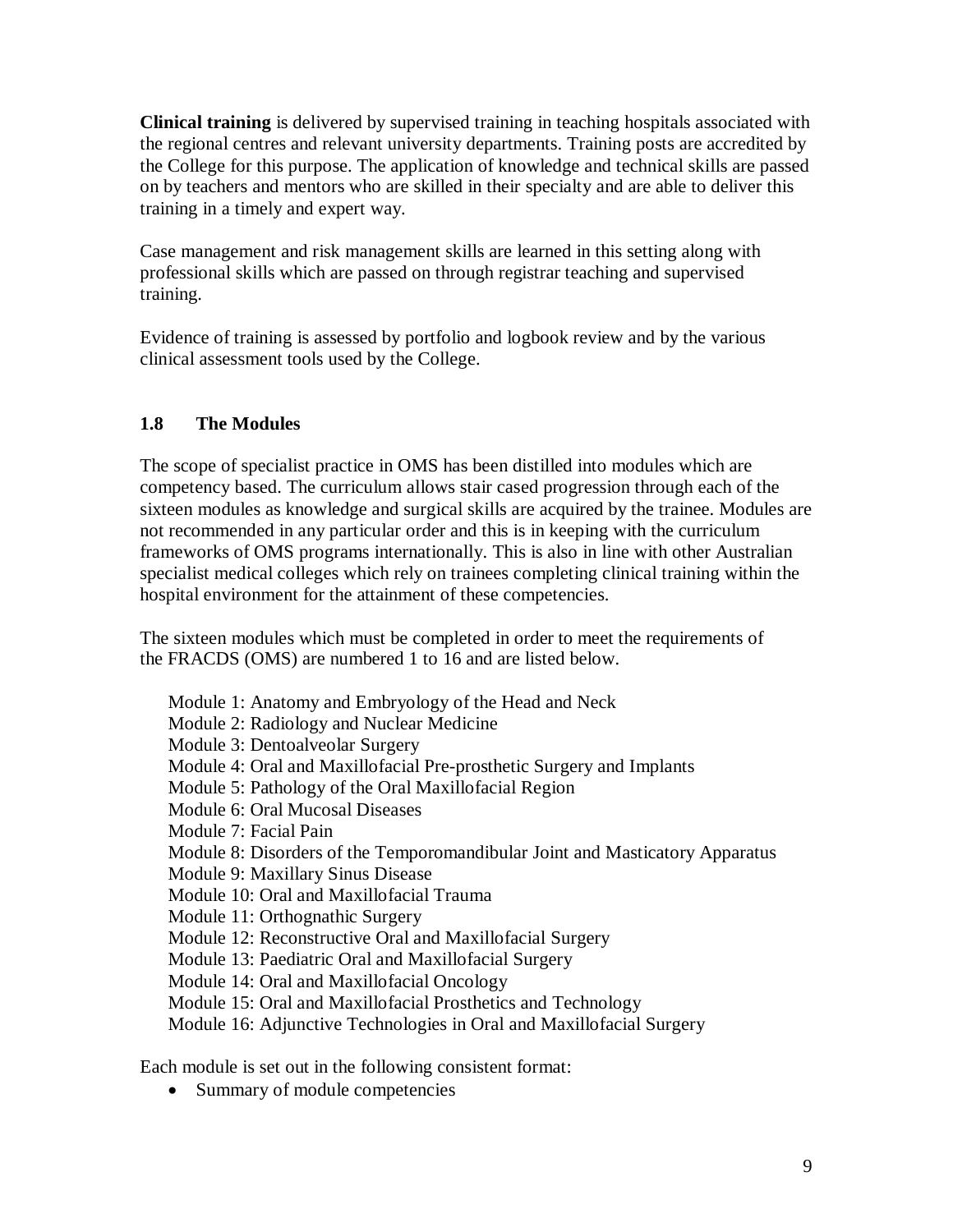**Clinical training** is delivered by supervised training in teaching hospitals associated with the regional centres and relevant university departments. Training posts are accredited by the College for this purpose. The application of knowledge and technical skills are passed on by teachers and mentors who are skilled in their specialty and are able to deliver this training in a timely and expert way.

Case management and risk management skills are learned in this setting along with professional skills which are passed on through registrar teaching and supervised training.

Evidence of training is assessed by portfolio and logbook review and by the various clinical assessment tools used by the College.

### 1.8 The Modules

The scope of specialist practice in OMS has been distilled into modules which are competency based. The curriculum allows stair cased progression through each of the sixteen modules as knowledge and surgical skills are acquired by the trainee. Modules are not recommended in any particular order and this is in keeping with the curriculum frameworks of OMS programs internationally. This is also in line with other Australian specialist medical colleges which rely on trainees completing clinical training within the hospital environment for the attainment of these competencies.

The sixteen modules which must be completed in order to meet the requirements of the FRACDS (OMS) are numbered 1 to 16 and are listed below.

Module 1: Anatomy and Embryology of the Head and Neck
Module 2: Radiology and Nuclear Medicine
Module 3: Dentoalveolar Surgery
Module 4: Oral and Maxillofacial Pre-prosthetic Surgery and Implants
Module 5: Pathology of the Oral Maxillofacial Region
Module 6: Oral Mucosal Diseases
Module 7: Facial Pain
Module 8: Disorders of the Temporomandibular Joint and Masticatory Apparatus
Module 9: Maxillary Sinus Disease
Module 10: Oral and Maxillofacial Trauma
Module 11: Orthognathic Surgery
Module 12: Reconstructive Oral and Maxillofacial Surgery
Module 13: Paediatric Oral and Maxillofacial Surgery
Module 14: Oral and Maxillofacial Oncology
Module 15: Oral and Maxillofacial Prosthetics and Technology
Module 16: Adjunctive Technologies in Oral and Maxillofacial Surgery

Each module is set out in the following consistent format:

- Summary of module competencies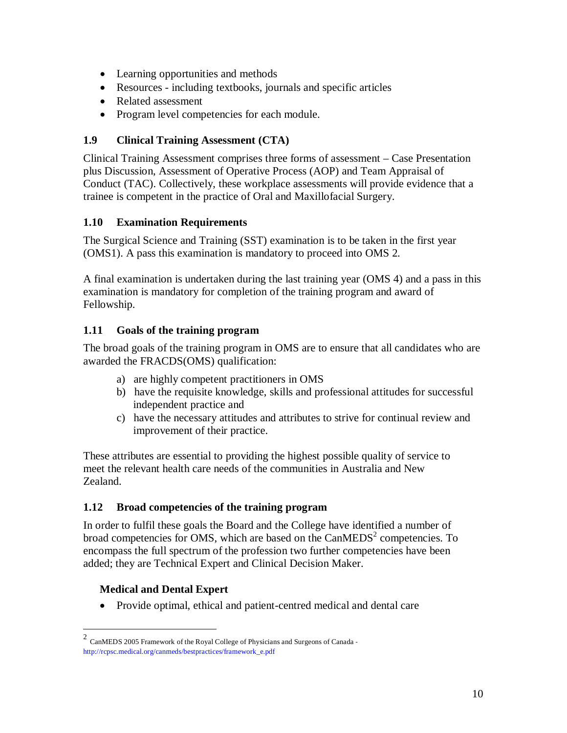- Learning opportunities and methods
- Resources - including textbooks, journals and specific articles
- Related assessment
- Program level competencies for each module.

### 1.9 Clinical Training Assessment (CTA)

Clinical Training Assessment comprises three forms of assessment – Case Presentation plus Discussion, Assessment of Operative Process (AOP) and Team Appraisal of Conduct (TAC). Collectively, these workplace assessments will provide evidence that a trainee is competent in the practice of Oral and Maxillofacial Surgery.

### 1.10 Examination Requirements

The Surgical Science and Training (SST) examination is to be taken in the first year (OMS1). A pass this examination is mandatory to proceed into OMS 2.

A final examination is undertaken during the last training year (OMS 4) and a pass in this examination is mandatory for completion of the training program and award of Fellowship.

### 1.11 Goals of the training program

The broad goals of the training program in OMS are to ensure that all candidates who are awarded the FRACDS(OMS) qualification:

a) are highly competent practitioners in OMS
b) have the requisite knowledge, skills and professional attitudes for successful independent practice and
c) have the necessary attitudes and attributes to strive for continual review and improvement of their practice.

These attributes are essential to providing the highest possible quality of service to meet the relevant health care needs of the communities in Australia and New Zealand.

### 1.12 Broad competencies of the training program

In order to fulfil these goals the Board and the College have identified a number of broad competencies for OMS, which are based on the CanMEDS[2] competencies. To encompass the full spectrum of the profession two further competencies have been added; they are Technical Expert and Clinical Decision Maker.

**Medical and Dental Expert**

- Provide optimal, ethical and patient-centred medical and dental care

---

[2] CanMEDS 2005 Framework of the Royal College of Physicians and Surgeons of Canada - http://rcpsc.medical.org/canmeds/bestpractices/framework_e.pdf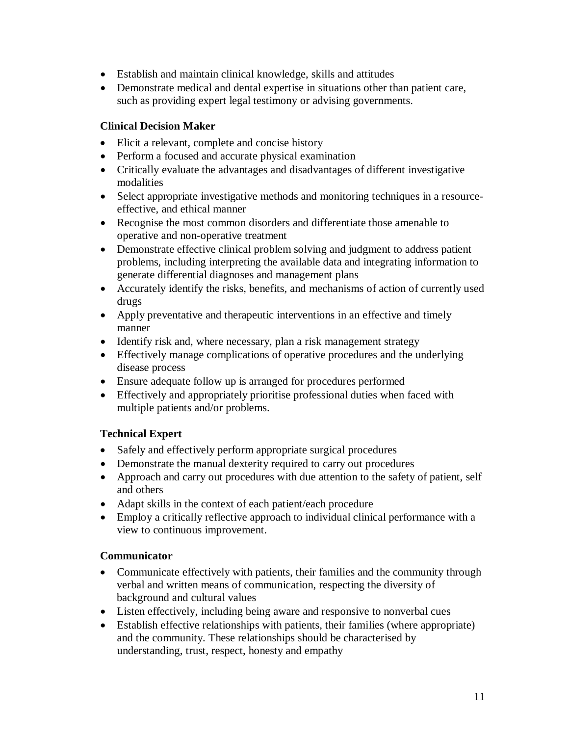- Establish and maintain clinical knowledge, skills and attitudes
- Demonstrate medical and dental expertise in situations other than patient care, such as providing expert legal testimony or advising governments.

**Clinical Decision Maker**

- Elicit a relevant, complete and concise history
- Perform a focused and accurate physical examination
- Critically evaluate the advantages and disadvantages of different investigative modalities
- Select appropriate investigative methods and monitoring techniques in a resource-effective, and ethical manner
- Recognise the most common disorders and differentiate those amenable to operative and non-operative treatment
- Demonstrate effective clinical problem solving and judgment to address patient problems, including interpreting the available data and integrating information to generate differential diagnoses and management plans
- Accurately identify the risks, benefits, and mechanisms of action of currently used drugs
- Apply preventative and therapeutic interventions in an effective and timely manner
- Identify risk and, where necessary, plan a risk management strategy
- Effectively manage complications of operative procedures and the underlying disease process
- Ensure adequate follow up is arranged for procedures performed
- Effectively and appropriately prioritise professional duties when faced with multiple patients and/or problems.

**Technical Expert**

- Safely and effectively perform appropriate surgical procedures
- Demonstrate the manual dexterity required to carry out procedures
- Approach and carry out procedures with due attention to the safety of patient, self and others
- Adapt skills in the context of each patient/each procedure
- Employ a critically reflective approach to individual clinical performance with a view to continuous improvement.

**Communicator**

- Communicate effectively with patients, their families and the community through verbal and written means of communication, respecting the diversity of background and cultural values
- Listen effectively, including being aware and responsive to nonverbal cues
- Establish effective relationships with patients, their families (where appropriate) and the community. These relationships should be characterised by understanding, trust, respect, honesty and empathy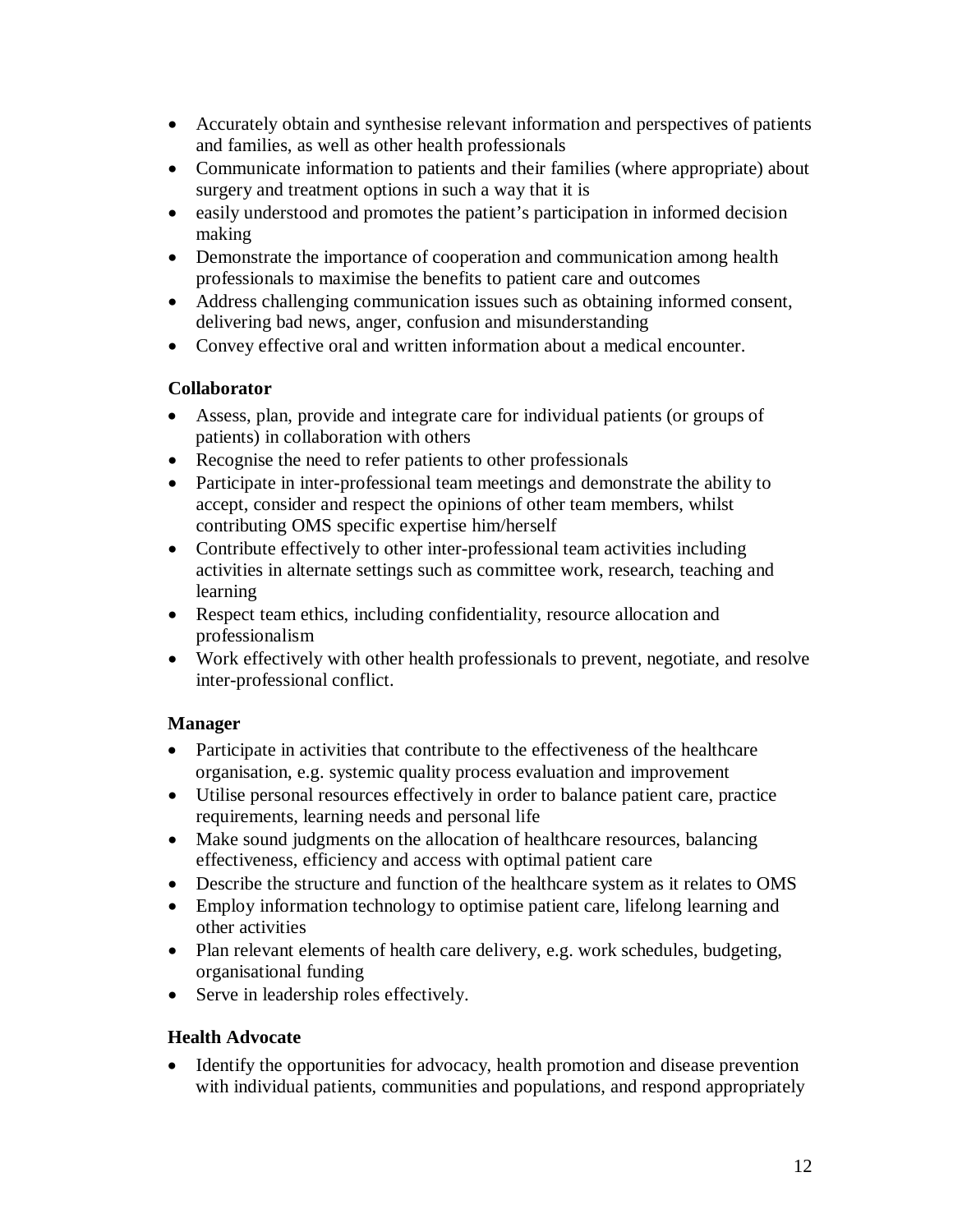- Accurately obtain and synthesise relevant information and perspectives of patients and families, as well as other health professionals
- Communicate information to patients and their families (where appropriate) about surgery and treatment options in such a way that it is
- easily understood and promotes the patient's participation in informed decision making
- Demonstrate the importance of cooperation and communication among health professionals to maximise the benefits to patient care and outcomes
- Address challenging communication issues such as obtaining informed consent, delivering bad news, anger, confusion and misunderstanding
- Convey effective oral and written information about a medical encounter.

**Collaborator**

- Assess, plan, provide and integrate care for individual patients (or groups of patients) in collaboration with others
- Recognise the need to refer patients to other professionals
- Participate in inter-professional team meetings and demonstrate the ability to accept, consider and respect the opinions of other team members, whilst contributing OMS specific expertise him/herself
- Contribute effectively to other inter-professional team activities including activities in alternate settings such as committee work, research, teaching and learning
- Respect team ethics, including confidentiality, resource allocation and professionalism
- Work effectively with other health professionals to prevent, negotiate, and resolve inter-professional conflict.

**Manager**

- Participate in activities that contribute to the effectiveness of the healthcare organisation, e.g. systemic quality process evaluation and improvement
- Utilise personal resources effectively in order to balance patient care, practice requirements, learning needs and personal life
- Make sound judgments on the allocation of healthcare resources, balancing effectiveness, efficiency and access with optimal patient care
- Describe the structure and function of the healthcare system as it relates to OMS
- Employ information technology to optimise patient care, lifelong learning and other activities
- Plan relevant elements of health care delivery, e.g. work schedules, budgeting, organisational funding
- Serve in leadership roles effectively.

**Health Advocate**

- Identify the opportunities for advocacy, health promotion and disease prevention with individual patients, communities and populations, and respond appropriately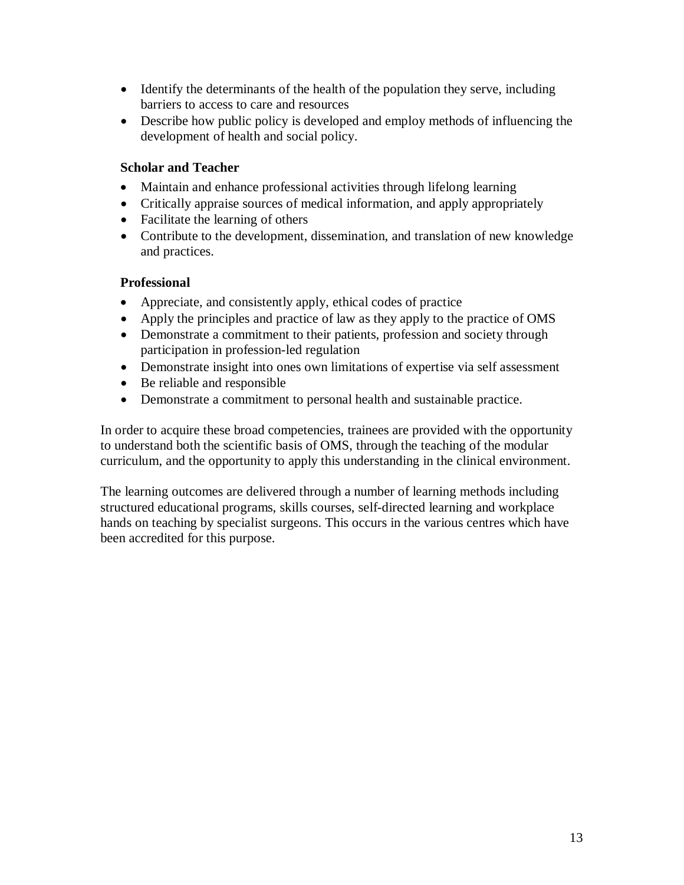- Identify the determinants of the health of the population they serve, including barriers to access to care and resources
- Describe how public policy is developed and employ methods of influencing the development of health and social policy.

**Scholar and Teacher**

- Maintain and enhance professional activities through lifelong learning
- Critically appraise sources of medical information, and apply appropriately
- Facilitate the learning of others
- Contribute to the development, dissemination, and translation of new knowledge and practices.

**Professional**

- Appreciate, and consistently apply, ethical codes of practice
- Apply the principles and practice of law as they apply to the practice of OMS
- Demonstrate a commitment to their patients, profession and society through participation in profession-led regulation
- Demonstrate insight into ones own limitations of expertise via self assessment
- Be reliable and responsible
- Demonstrate a commitment to personal health and sustainable practice.

In order to acquire these broad competencies, trainees are provided with the opportunity to understand both the scientific basis of OMS, through the teaching of the modular curriculum, and the opportunity to apply this understanding in the clinical environment.

The learning outcomes are delivered through a number of learning methods including structured educational programs, skills courses, self-directed learning and workplace hands on teaching by specialist surgeons. This occurs in the various centres which have been accredited for this purpose.